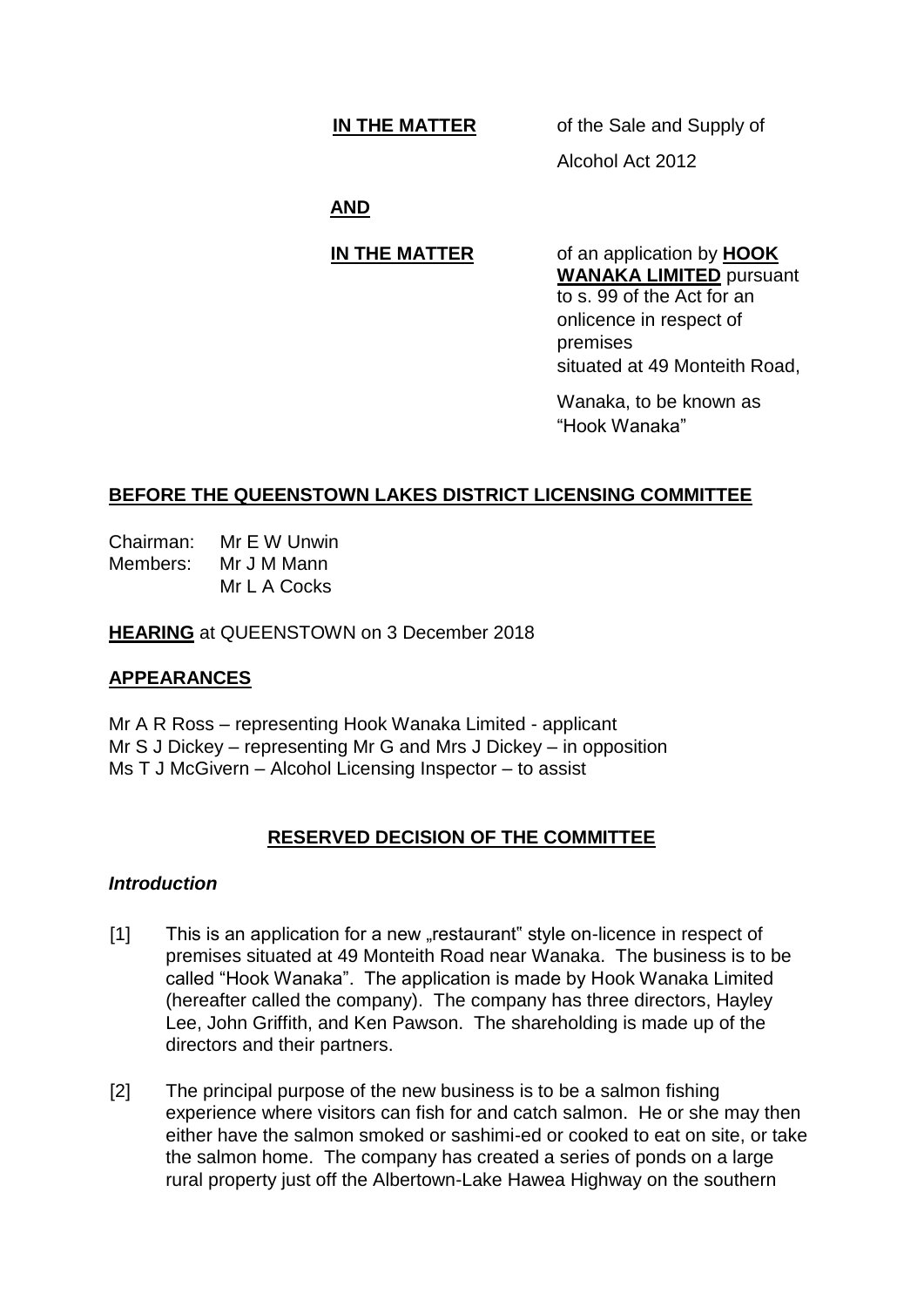**IN THE MATTER** of the Sale and Supply of Alcohol Act 2012

**AND**

**IN THE MATTER** of an application by **HOOK WANAKA LIMITED** pursuant to s. 99 of the Act for an onlicence in respect of premises situated at 49 Monteith Road, Wanaka, to be known as "Hook Wanaka"

## BEFORE THE QUEENSTOWN LAKES DISTRICT LICENSING COMMITTEE

Chairman: Mr E W Unwin
Members: Mr J M Mann
Mr L A Cocks

**HEARING** at QUEENSTOWN on 3 December 2018

## APPEARANCES

Mr A R Ross – representing Hook Wanaka Limited - applicant
Mr S J Dickey – representing Mr G and Mrs J Dickey – in opposition
Ms T J McGivern – Alcohol Licensing Inspector – to assist

## RESERVED DECISION OF THE COMMITTEE

### *Introduction*

[1] This is an application for a new „restaurant" style on-licence in respect of premises situated at 49 Monteith Road near Wanaka. The business is to be called "Hook Wanaka". The application is made by Hook Wanaka Limited (hereafter called the company). The company has three directors, Hayley Lee, John Griffith, and Ken Pawson. The shareholding is made up of the directors and their partners.

[2] The principal purpose of the new business is to be a salmon fishing experience where visitors can fish for and catch salmon. He or she may then either have the salmon smoked or sashimi-ed or cooked to eat on site, or take the salmon home. The company has created a series of ponds on a large rural property just off the Albertown-Lake Hawea Highway on the southern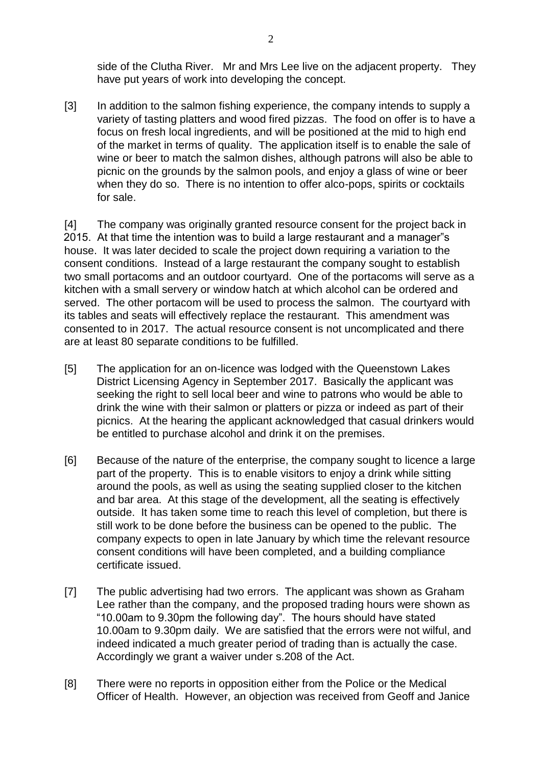side of the Clutha River. Mr and Mrs Lee live on the adjacent property. They have put years of work into developing the concept.

[3] In addition to the salmon fishing experience, the company intends to supply a variety of tasting platters and wood fired pizzas. The food on offer is to have a focus on fresh local ingredients, and will be positioned at the mid to high end of the market in terms of quality. The application itself is to enable the sale of wine or beer to match the salmon dishes, although patrons will also be able to picnic on the grounds by the salmon pools, and enjoy a glass of wine or beer when they do so. There is no intention to offer alco-pops, spirits or cocktails for sale.

[4] The company was originally granted resource consent for the project back in 2015. At that time the intention was to build a large restaurant and a manager"s house. It was later decided to scale the project down requiring a variation to the consent conditions. Instead of a large restaurant the company sought to establish two small portacoms and an outdoor courtyard. One of the portacoms will serve as a kitchen with a small servery or window hatch at which alcohol can be ordered and served. The other portacom will be used to process the salmon. The courtyard with its tables and seats will effectively replace the restaurant. This amendment was consented to in 2017. The actual resource consent is not uncomplicated and there are at least 80 separate conditions to be fulfilled.

[5] The application for an on-licence was lodged with the Queenstown Lakes District Licensing Agency in September 2017. Basically the applicant was seeking the right to sell local beer and wine to patrons who would be able to drink the wine with their salmon or platters or pizza or indeed as part of their picnics. At the hearing the applicant acknowledged that casual drinkers would be entitled to purchase alcohol and drink it on the premises.

[6] Because of the nature of the enterprise, the company sought to licence a large part of the property. This is to enable visitors to enjoy a drink while sitting around the pools, as well as using the seating supplied closer to the kitchen and bar area. At this stage of the development, all the seating is effectively outside. It has taken some time to reach this level of completion, but there is still work to be done before the business can be opened to the public. The company expects to open in late January by which time the relevant resource consent conditions will have been completed, and a building compliance certificate issued.

[7] The public advertising had two errors. The applicant was shown as Graham Lee rather than the company, and the proposed trading hours were shown as "10.00am to 9.30pm the following day". The hours should have stated 10.00am to 9.30pm daily. We are satisfied that the errors were not wilful, and indeed indicated a much greater period of trading than is actually the case. Accordingly we grant a waiver under s.208 of the Act.

[8] There were no reports in opposition either from the Police or the Medical Officer of Health. However, an objection was received from Geoff and Janice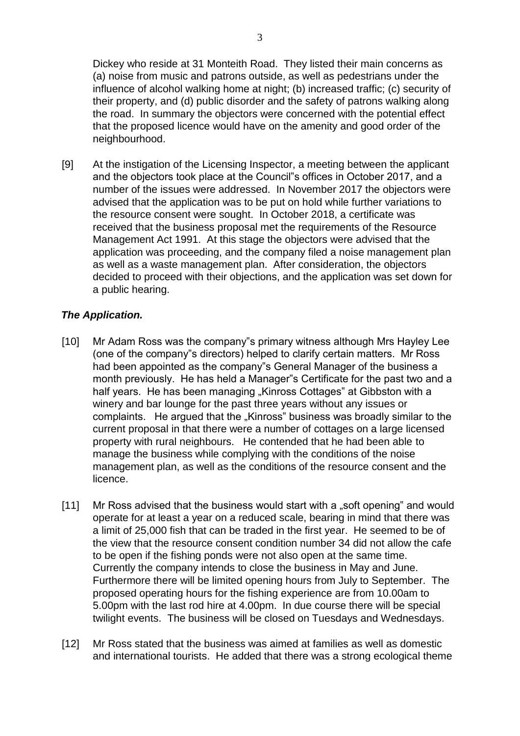Dickey who reside at 31 Monteith Road. They listed their main concerns as (a) noise from music and patrons outside, as well as pedestrians under the influence of alcohol walking home at night; (b) increased traffic; (c) security of their property, and (d) public disorder and the safety of patrons walking along the road. In summary the objectors were concerned with the potential effect that the proposed licence would have on the amenity and good order of the neighbourhood.

[9] At the instigation of the Licensing Inspector, a meeting between the applicant and the objectors took place at the Council"s offices in October 2017, and a number of the issues were addressed. In November 2017 the objectors were advised that the application was to be put on hold while further variations to the resource consent were sought. In October 2018, a certificate was received that the business proposal met the requirements of the Resource Management Act 1991. At this stage the objectors were advised that the application was proceeding, and the company filed a noise management plan as well as a waste management plan. After consideration, the objectors decided to proceed with their objections, and the application was set down for a public hearing.

***The Application.***

[10] Mr Adam Ross was the company"s primary witness although Mrs Hayley Lee (one of the company"s directors) helped to clarify certain matters. Mr Ross had been appointed as the company"s General Manager of the business a month previously. He has held a Manager"s Certificate for the past two and a half years. He has been managing „Kinross Cottages" at Gibbston with a winery and bar lounge for the past three years without any issues or complaints. He argued that the „Kinross" business was broadly similar to the current proposal in that there were a number of cottages on a large licensed property with rural neighbours. He contended that he had been able to manage the business while complying with the conditions of the noise management plan, as well as the conditions of the resource consent and the licence.

[11] Mr Ross advised that the business would start with a „soft opening" and would operate for at least a year on a reduced scale, bearing in mind that there was a limit of 25,000 fish that can be traded in the first year. He seemed to be of the view that the resource consent condition number 34 did not allow the cafe to be open if the fishing ponds were not also open at the same time. Currently the company intends to close the business in May and June. Furthermore there will be limited opening hours from July to September. The proposed operating hours for the fishing experience are from 10.00am to 5.00pm with the last rod hire at 4.00pm. In due course there will be special twilight events. The business will be closed on Tuesdays and Wednesdays.

[12] Mr Ross stated that the business was aimed at families as well as domestic and international tourists. He added that there was a strong ecological theme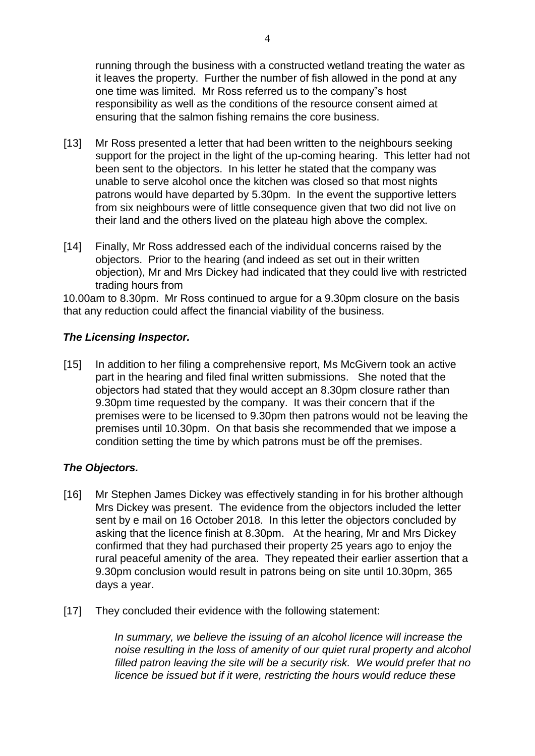running through the business with a constructed wetland treating the water as it leaves the property. Further the number of fish allowed in the pond at any one time was limited. Mr Ross referred us to the company"s host responsibility as well as the conditions of the resource consent aimed at ensuring that the salmon fishing remains the core business.

[13] Mr Ross presented a letter that had been written to the neighbours seeking support for the project in the light of the up-coming hearing. This letter had not been sent to the objectors. In his letter he stated that the company was unable to serve alcohol once the kitchen was closed so that most nights patrons would have departed by 5.30pm. In the event the supportive letters from six neighbours were of little consequence given that two did not live on their land and the others lived on the plateau high above the complex.

[14] Finally, Mr Ross addressed each of the individual concerns raised by the objectors. Prior to the hearing (and indeed as set out in their written objection), Mr and Mrs Dickey had indicated that they could live with restricted trading hours from

10.00am to 8.30pm. Mr Ross continued to argue for a 9.30pm closure on the basis that any reduction could affect the financial viability of the business.

### *The Licensing Inspector.*

[15] In addition to her filing a comprehensive report, Ms McGivern took an active part in the hearing and filed final written submissions. She noted that the objectors had stated that they would accept an 8.30pm closure rather than 9.30pm time requested by the company. It was their concern that if the premises were to be licensed to 9.30pm then patrons would not be leaving the premises until 10.30pm. On that basis she recommended that we impose a condition setting the time by which patrons must be off the premises.

### *The Objectors.*

[16] Mr Stephen James Dickey was effectively standing in for his brother although Mrs Dickey was present. The evidence from the objectors included the letter sent by e mail on 16 October 2018. In this letter the objectors concluded by asking that the licence finish at 8.30pm. At the hearing, Mr and Mrs Dickey confirmed that they had purchased their property 25 years ago to enjoy the rural peaceful amenity of the area. They repeated their earlier assertion that a 9.30pm conclusion would result in patrons being on site until 10.30pm, 365 days a year.

[17] They concluded their evidence with the following statement:

> *In summary, we believe the issuing of an alcohol licence will increase the noise resulting in the loss of amenity of our quiet rural property and alcohol filled patron leaving the site will be a security risk. We would prefer that no licence be issued but if it were, restricting the hours would reduce these*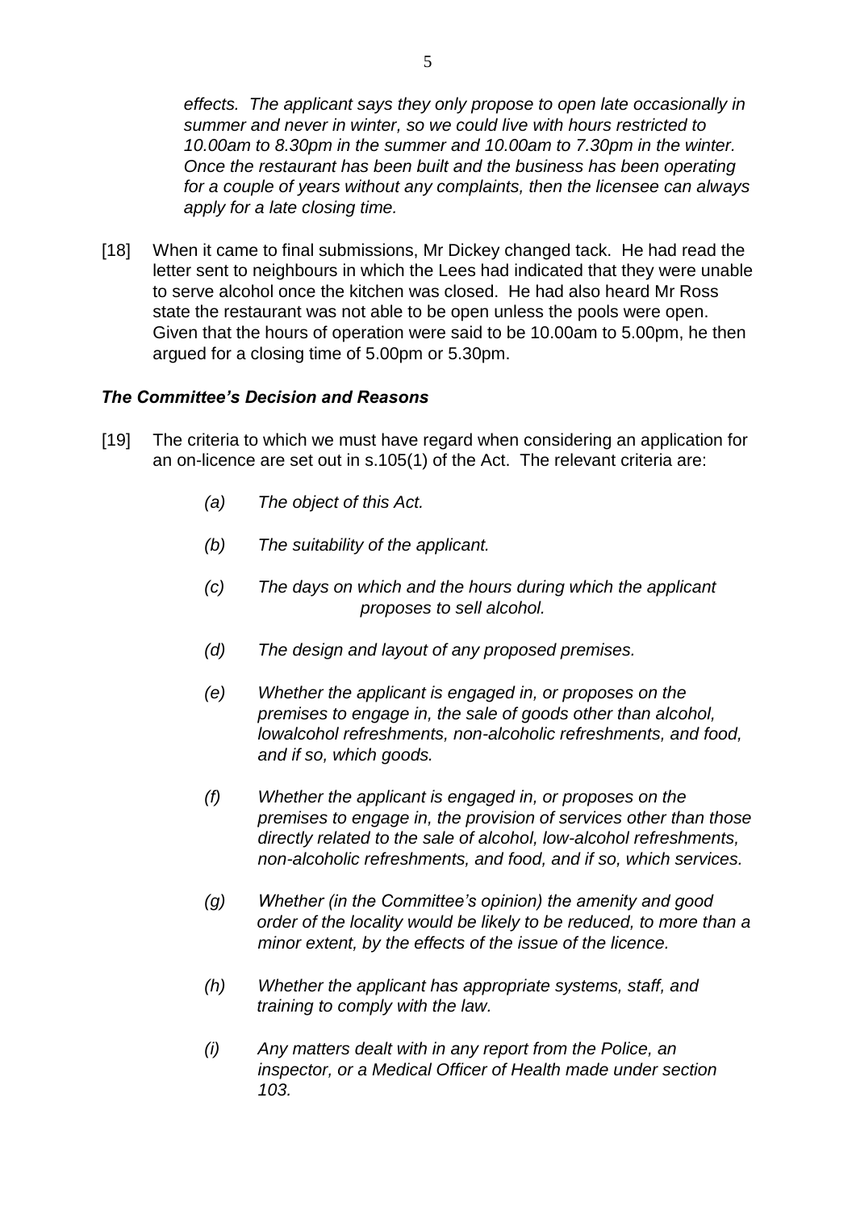*effects. The applicant says they only propose to open late occasionally in summer and never in winter, so we could live with hours restricted to 10.00am to 8.30pm in the summer and 10.00am to 7.30pm in the winter. Once the restaurant has been built and the business has been operating for a couple of years without any complaints, then the licensee can always apply for a late closing time.*

[18] When it came to final submissions, Mr Dickey changed tack. He had read the letter sent to neighbours in which the Lees had indicated that they were unable to serve alcohol once the kitchen was closed. He had also heard Mr Ross state the restaurant was not able to be open unless the pools were open. Given that the hours of operation were said to be 10.00am to 5.00pm, he then argued for a closing time of 5.00pm or 5.30pm.

### *The Committee's Decision and Reasons*

[19] The criteria to which we must have regard when considering an application for an on-licence are set out in s.105(1) of the Act. The relevant criteria are:

> *(a) The object of this Act.*
>
> *(b) The suitability of the applicant.*
>
> *(c) The days on which and the hours during which the applicant proposes to sell alcohol.*
>
> *(d) The design and layout of any proposed premises.*
>
> *(e) Whether the applicant is engaged in, or proposes on the premises to engage in, the sale of goods other than alcohol, lowalcohol refreshments, non-alcoholic refreshments, and food, and if so, which goods.*
>
> *(f) Whether the applicant is engaged in, or proposes on the premises to engage in, the provision of services other than those directly related to the sale of alcohol, low-alcohol refreshments, non-alcoholic refreshments, and food, and if so, which services.*
>
> *(g) Whether (in the Committee's opinion) the amenity and good order of the locality would be likely to be reduced, to more than a minor extent, by the effects of the issue of the licence.*
>
> *(h) Whether the applicant has appropriate systems, staff, and training to comply with the law.*
>
> *(i) Any matters dealt with in any report from the Police, an inspector, or a Medical Officer of Health made under section 103.*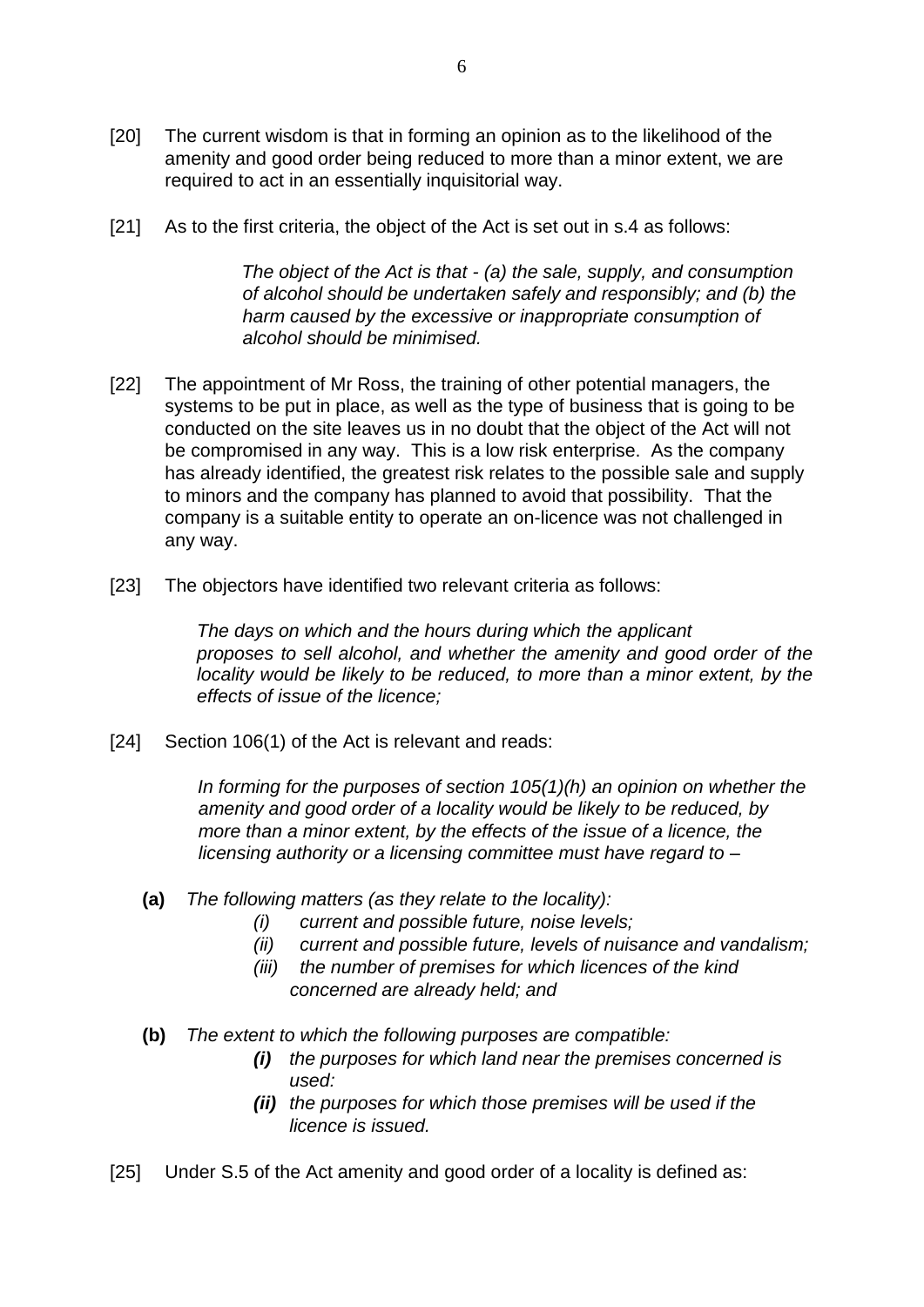[20] The current wisdom is that in forming an opinion as to the likelihood of the amenity and good order being reduced to more than a minor extent, we are required to act in an essentially inquisitorial way.

[21] As to the first criteria, the object of the Act is set out in s.4 as follows:

> *The object of the Act is that - (a) the sale, supply, and consumption of alcohol should be undertaken safely and responsibly; and (b) the harm caused by the excessive or inappropriate consumption of alcohol should be minimised.*

[22] The appointment of Mr Ross, the training of other potential managers, the systems to be put in place, as well as the type of business that is going to be conducted on the site leaves us in no doubt that the object of the Act will not be compromised in any way. This is a low risk enterprise. As the company has already identified, the greatest risk relates to the possible sale and supply to minors and the company has planned to avoid that possibility. That the company is a suitable entity to operate an on-licence was not challenged in any way.

[23] The objectors have identified two relevant criteria as follows:

> *The days on which and the hours during which the applicant proposes to sell alcohol, and whether the amenity and good order of the locality would be likely to be reduced, to more than a minor extent, by the effects of issue of the licence;*

[24] Section 106(1) of the Act is relevant and reads:

> *In forming for the purposes of section 105(1)(h) an opinion on whether the amenity and good order of a locality would be likely to be reduced, by more than a minor extent, by the effects of the issue of a licence, the licensing authority or a licensing committee must have regard to –*

**(a)** *The following matters (as they relate to the locality):*
- *(i) current and possible future, noise levels;*
- *(ii) current and possible future, levels of nuisance and vandalism;*
- *(iii) the number of premises for which licences of the kind concerned are already held; and*

**(b)** *The extent to which the following purposes are compatible:*
- ***(i)*** *the purposes for which land near the premises concerned is used:*
- ***(ii)*** *the purposes for which those premises will be used if the licence is issued.*

[25] Under S.5 of the Act amenity and good order of a locality is defined as: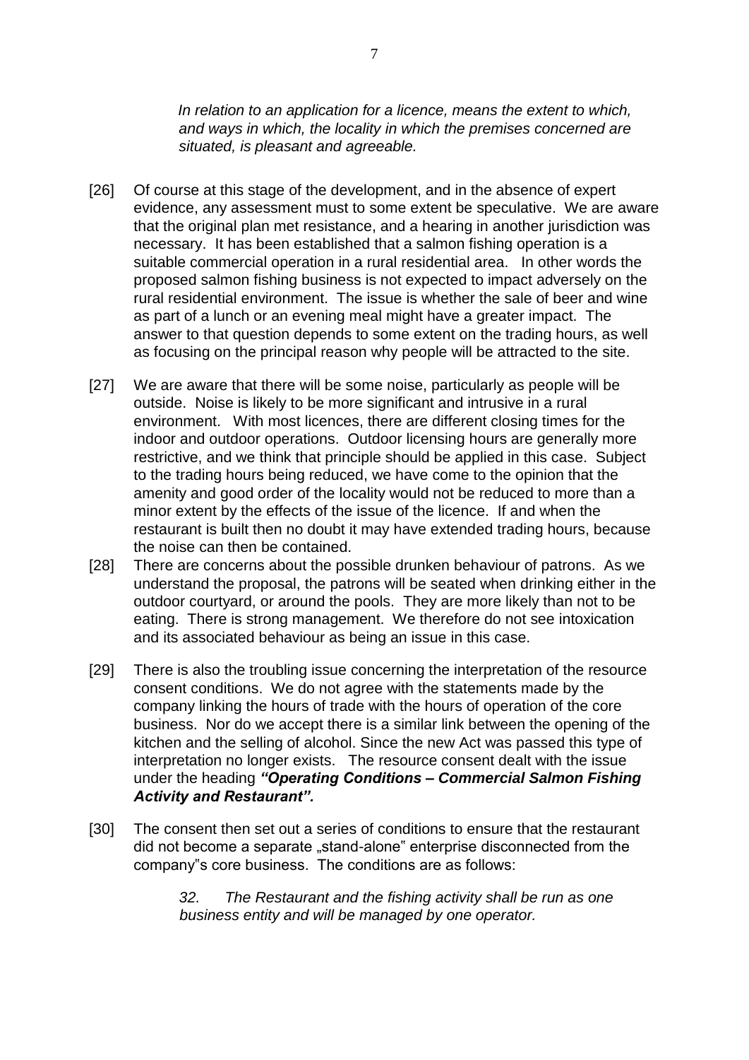*In relation to an application for a licence, means the extent to which, and ways in which, the locality in which the premises concerned are situated, is pleasant and agreeable.*

[26] Of course at this stage of the development, and in the absence of expert evidence, any assessment must to some extent be speculative. We are aware that the original plan met resistance, and a hearing in another jurisdiction was necessary. It has been established that a salmon fishing operation is a suitable commercial operation in a rural residential area. In other words the proposed salmon fishing business is not expected to impact adversely on the rural residential environment. The issue is whether the sale of beer and wine as part of a lunch or an evening meal might have a greater impact. The answer to that question depends to some extent on the trading hours, as well as focusing on the principal reason why people will be attracted to the site.

[27] We are aware that there will be some noise, particularly as people will be outside. Noise is likely to be more significant and intrusive in a rural environment. With most licences, there are different closing times for the indoor and outdoor operations. Outdoor licensing hours are generally more restrictive, and we think that principle should be applied in this case. Subject to the trading hours being reduced, we have come to the opinion that the amenity and good order of the locality would not be reduced to more than a minor extent by the effects of the issue of the licence. If and when the restaurant is built then no doubt it may have extended trading hours, because the noise can then be contained.

[28] There are concerns about the possible drunken behaviour of patrons. As we understand the proposal, the patrons will be seated when drinking either in the outdoor courtyard, or around the pools. They are more likely than not to be eating. There is strong management. We therefore do not see intoxication and its associated behaviour as being an issue in this case.

[29] There is also the troubling issue concerning the interpretation of the resource consent conditions. We do not agree with the statements made by the company linking the hours of trade with the hours of operation of the core business. Nor do we accept there is a similar link between the opening of the kitchen and the selling of alcohol. Since the new Act was passed this type of interpretation no longer exists. The resource consent dealt with the issue under the heading ***"Operating Conditions – Commercial Salmon Fishing Activity and Restaurant".***

[30] The consent then set out a series of conditions to ensure that the restaurant did not become a separate „stand-alone" enterprise disconnected from the company"s core business. The conditions are as follows:

> *32. The Restaurant and the fishing activity shall be run as one business entity and will be managed by one operator.*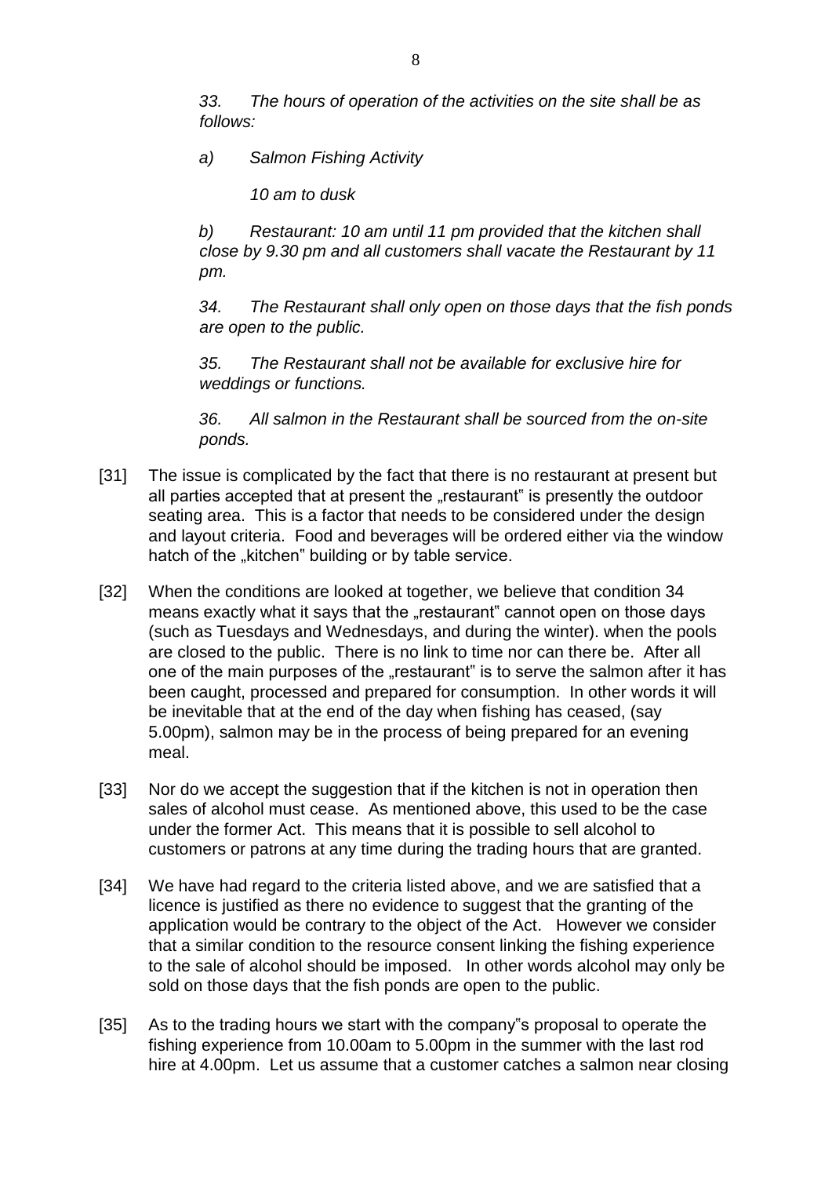*33. The hours of operation of the activities on the site shall be as follows:*

*a) Salmon Fishing Activity*

*10 am to dusk*

*b) Restaurant: 10 am until 11 pm provided that the kitchen shall close by 9.30 pm and all customers shall vacate the Restaurant by 11 pm.*

*34. The Restaurant shall only open on those days that the fish ponds are open to the public.*

*35. The Restaurant shall not be available for exclusive hire for weddings or functions.*

*36. All salmon in the Restaurant shall be sourced from the on-site ponds.*

[31] The issue is complicated by the fact that there is no restaurant at present but all parties accepted that at present the „restaurant" is presently the outdoor seating area. This is a factor that needs to be considered under the design and layout criteria. Food and beverages will be ordered either via the window hatch of the „kitchen" building or by table service.

[32] When the conditions are looked at together, we believe that condition 34 means exactly what it says that the „restaurant" cannot open on those days (such as Tuesdays and Wednesdays, and during the winter). when the pools are closed to the public. There is no link to time nor can there be. After all one of the main purposes of the „restaurant" is to serve the salmon after it has been caught, processed and prepared for consumption. In other words it will be inevitable that at the end of the day when fishing has ceased, (say 5.00pm), salmon may be in the process of being prepared for an evening meal.

[33] Nor do we accept the suggestion that if the kitchen is not in operation then sales of alcohol must cease. As mentioned above, this used to be the case under the former Act. This means that it is possible to sell alcohol to customers or patrons at any time during the trading hours that are granted.

[34] We have had regard to the criteria listed above, and we are satisfied that a licence is justified as there no evidence to suggest that the granting of the application would be contrary to the object of the Act. However we consider that a similar condition to the resource consent linking the fishing experience to the sale of alcohol should be imposed. In other words alcohol may only be sold on those days that the fish ponds are open to the public.

[35] As to the trading hours we start with the company"s proposal to operate the fishing experience from 10.00am to 5.00pm in the summer with the last rod hire at 4.00pm. Let us assume that a customer catches a salmon near closing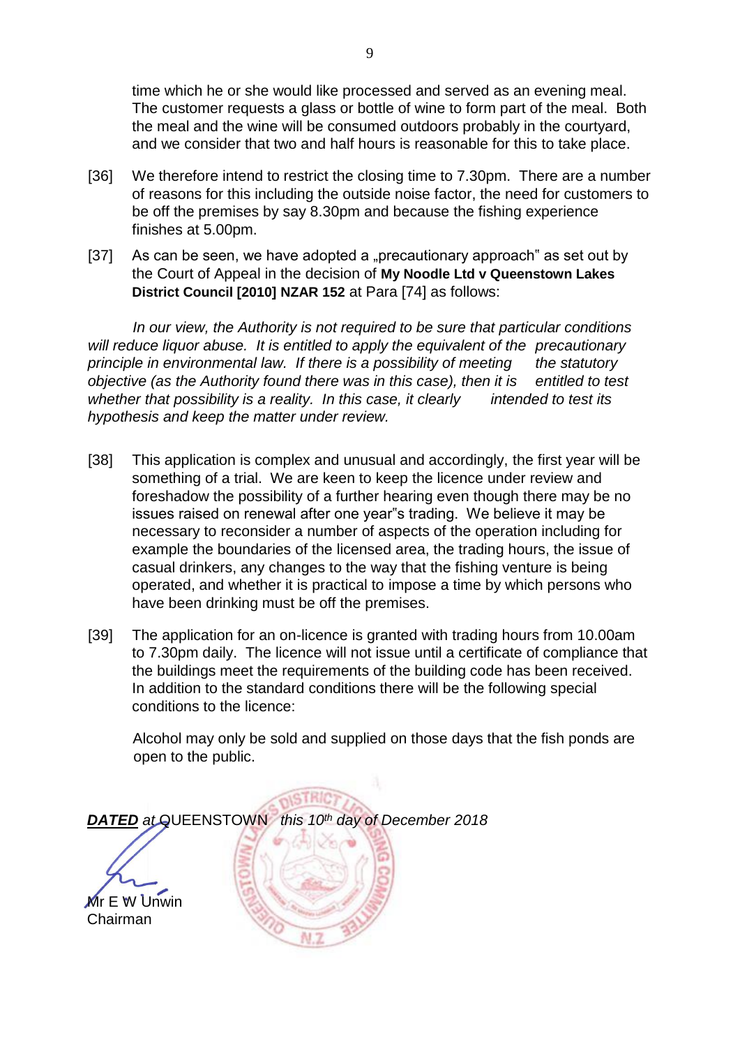time which he or she would like processed and served as an evening meal. The customer requests a glass or bottle of wine to form part of the meal. Both the meal and the wine will be consumed outdoors probably in the courtyard, and we consider that two and half hours is reasonable for this to take place.

[36] We therefore intend to restrict the closing time to 7.30pm. There are a number of reasons for this including the outside noise factor, the need for customers to be off the premises by say 8.30pm and because the fishing experience finishes at 5.00pm.

[37] As can be seen, we have adopted a „precautionary approach" as set out by the Court of Appeal in the decision of **My Noodle Ltd v Queenstown Lakes District Council [2010] NZAR 152** at Para [74] as follows:

*In our view, the Authority is not required to be sure that particular conditions will reduce liquor abuse. It is entitled to apply the equivalent of the precautionary principle in environmental law. If there is a possibility of meeting the statutory objective (as the Authority found there was in this case), then it is entitled to test whether that possibility is a reality. In this case, it clearly intended to test its hypothesis and keep the matter under review.*

[38] This application is complex and unusual and accordingly, the first year will be something of a trial. We are keen to keep the licence under review and foreshadow the possibility of a further hearing even though there may be no issues raised on renewal after one year"s trading. We believe it may be necessary to reconsider a number of aspects of the operation including for example the boundaries of the licensed area, the trading hours, the issue of casual drinkers, any changes to the way that the fishing venture is being operated, and whether it is practical to impose a time by which persons who have been drinking must be off the premises.

[39] The application for an on-licence is granted with trading hours from 10.00am to 7.30pm daily. The licence will not issue until a certificate of compliance that the buildings meet the requirements of the building code has been received. In addition to the standard conditions there will be the following special conditions to the licence:

Alcohol may only be sold and supplied on those days that the fish ponds are open to the public.

***DATED*** *at* QUEENSTOWN *this 10th day of December 2018*

Mr E W Unwin
Chairman